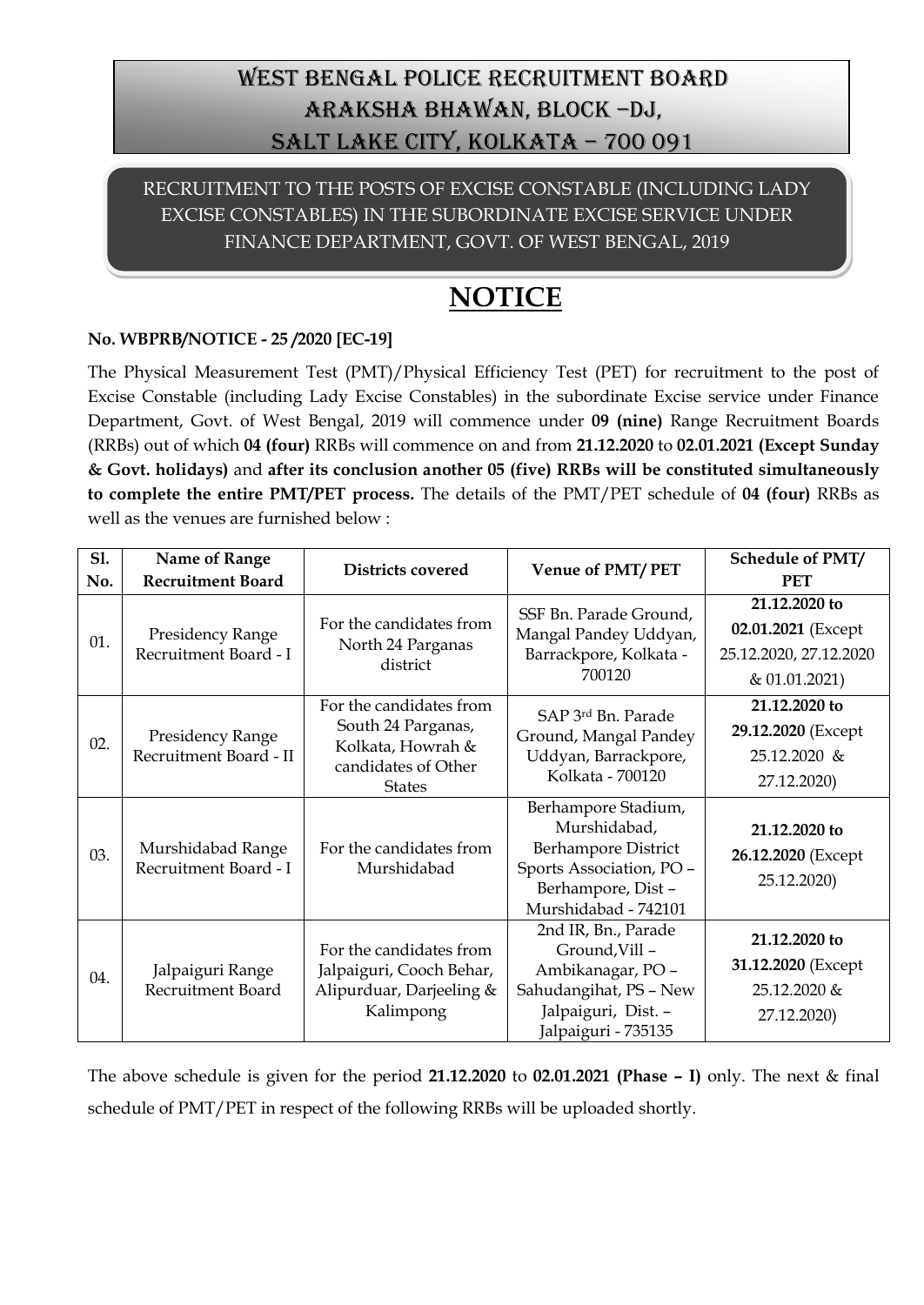# WEST BENGAL POLICE RECRUITMENT BOARD
# ARAKSHA BHAWAN, BLOCK –DJ,
# SALT LAKE CITY, KOLKATA – 700 091

RECRUITMENT TO THE POSTS OF EXCISE CONSTABLE (INCLUDING LADY EXCISE CONSTABLES) IN THE SUBORDINATE EXCISE SERVICE UNDER FINANCE DEPARTMENT, GOVT. OF WEST BENGAL, 2019

## NOTICE

**No. WBPRB/NOTICE - 25 /2020 [EC-19]**

The Physical Measurement Test (PMT)/Physical Efficiency Test (PET) for recruitment to the post of Excise Constable (including Lady Excise Constables) in the subordinate Excise service under Finance Department, Govt. of West Bengal, 2019 will commence under **09 (nine)** Range Recruitment Boards (RRBs) out of which **04 (four)** RRBs will commence on and from **21.12.2020** to **02.01.2021 (Except Sunday & Govt. holidays)** and **after its conclusion another 05 (five) RRBs will be constituted simultaneously to complete the entire PMT/PET process.** The details of the PMT/PET schedule of **04 (four)** RRBs as well as the venues are furnished below :

| Sl. No. | Name of Range Recruitment Board | Districts covered | Venue of PMT/ PET | Schedule of PMT/ PET |
|---|---|---|---|---|
| 01. | Presidency Range Recruitment Board - I | For the candidates from North 24 Parganas district | SSF Bn. Parade Ground, Mangal Pandey Uddyan, Barrackpore, Kolkata - 700120 | **21.12.2020 to 02.01.2021** (Except 25.12.2020, 27.12.2020 & 01.01.2021) |
| 02. | Presidency Range Recruitment Board - II | For the candidates from South 24 Parganas, Kolkata, Howrah & candidates of Other States | SAP 3rd Bn. Parade Ground, Mangal Pandey Uddyan, Barrackpore, Kolkata - 700120 | **21.12.2020 to 29.12.2020** (Except 25.12.2020 & 27.12.2020) |
| 03. | Murshidabad Range Recruitment Board - I | For the candidates from Murshidabad | Berhampore Stadium, Murshidabad, Berhampore District Sports Association, PO – Berhampore, Dist – Murshidabad - 742101 | **21.12.2020 to 26.12.2020** (Except 25.12.2020) |
| 04. | Jalpaiguri Range Recruitment Board | For the candidates from Jalpaiguri, Cooch Behar, Alipurduar, Darjeeling & Kalimpong | 2nd IR, Bn., Parade Ground,Vill – Ambikanagar, PO – Sahudangihat, PS – New Jalpaiguri, Dist. – Jalpaiguri - 735135 | **21.12.2020 to 31.12.2020** (Except 25.12.2020 & 27.12.2020) |

The above schedule is given for the period **21.12.2020** to **02.01.2021 (Phase – I)** only. The next & final schedule of PMT/PET in respect of the following RRBs will be uploaded shortly.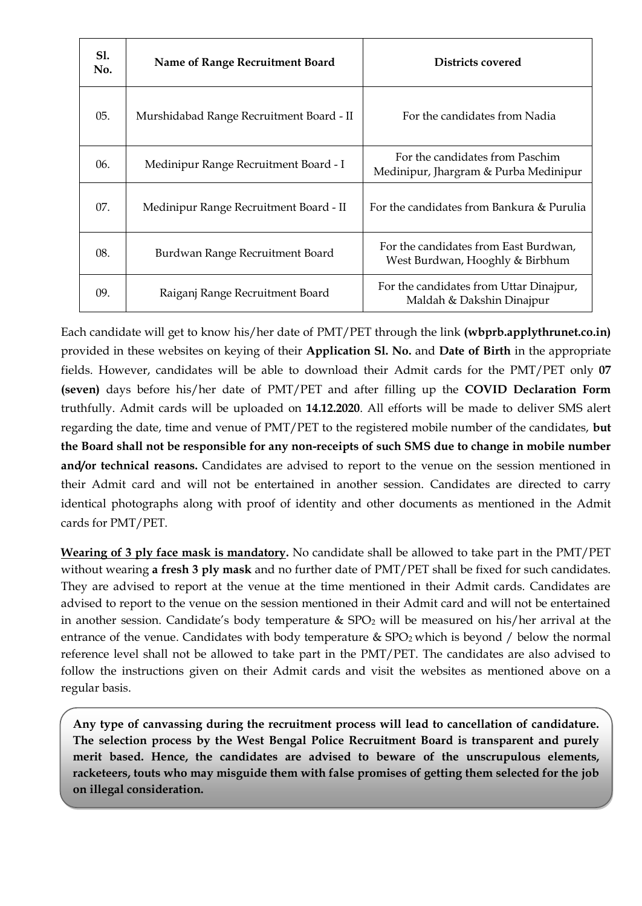| Sl. No. | Name of Range Recruitment Board | Districts covered |
|---|---|---|
| 05. | Murshidabad Range Recruitment Board - II | For the candidates from Nadia |
| 06. | Medinipur Range Recruitment Board - I | For the candidates from Paschim Medinipur, Jhargram & Purba Medinipur |
| 07. | Medinipur Range Recruitment Board - II | For the candidates from Bankura & Purulia |
| 08. | Burdwan Range Recruitment Board | For the candidates from East Burdwan, West Burdwan, Hooghly & Birbhum |
| 09. | Raiganj Range Recruitment Board | For the candidates from Uttar Dinajpur, Maldah & Dakshin Dinajpur |

Each candidate will get to know his/her date of PMT/PET through the link **(wbprb.applythrunet.co.in)** provided in these websites on keying of their **Application Sl. No.** and **Date of Birth** in the appropriate fields. However, candidates will be able to download their Admit cards for the PMT/PET only **07 (seven)** days before his/her date of PMT/PET and after filling up the **COVID Declaration Form** truthfully. Admit cards will be uploaded on **14.12.2020**. All efforts will be made to deliver SMS alert regarding the date, time and venue of PMT/PET to the registered mobile number of the candidates, **but the Board shall not be responsible for any non-receipts of such SMS due to change in mobile number and/or technical reasons.** Candidates are advised to report to the venue on the session mentioned in their Admit card and will not be entertained in another session. Candidates are directed to carry identical photographs along with proof of identity and other documents as mentioned in the Admit cards for PMT/PET.

**Wearing of 3 ply face mask is mandatory.** No candidate shall be allowed to take part in the PMT/PET without wearing **a fresh 3 ply mask** and no further date of PMT/PET shall be fixed for such candidates. They are advised to report at the venue at the time mentioned in their Admit cards. Candidates are advised to report to the venue on the session mentioned in their Admit card and will not be entertained in another session. Candidate's body temperature & $SPO_2$ will be measured on his/her arrival at the entrance of the venue. Candidates with body temperature & $SPO_2$ which is beyond / below the normal reference level shall not be allowed to take part in the PMT/PET. The candidates are also advised to follow the instructions given on their Admit cards and visit the websites as mentioned above on a regular basis.

**Any type of canvassing during the recruitment process will lead to cancellation of candidature. The selection process by the West Bengal Police Recruitment Board is transparent and purely merit based. Hence, the candidates are advised to beware of the unscrupulous elements, racketeers, touts who may misguide them with false promises of getting them selected for the job on illegal consideration.**